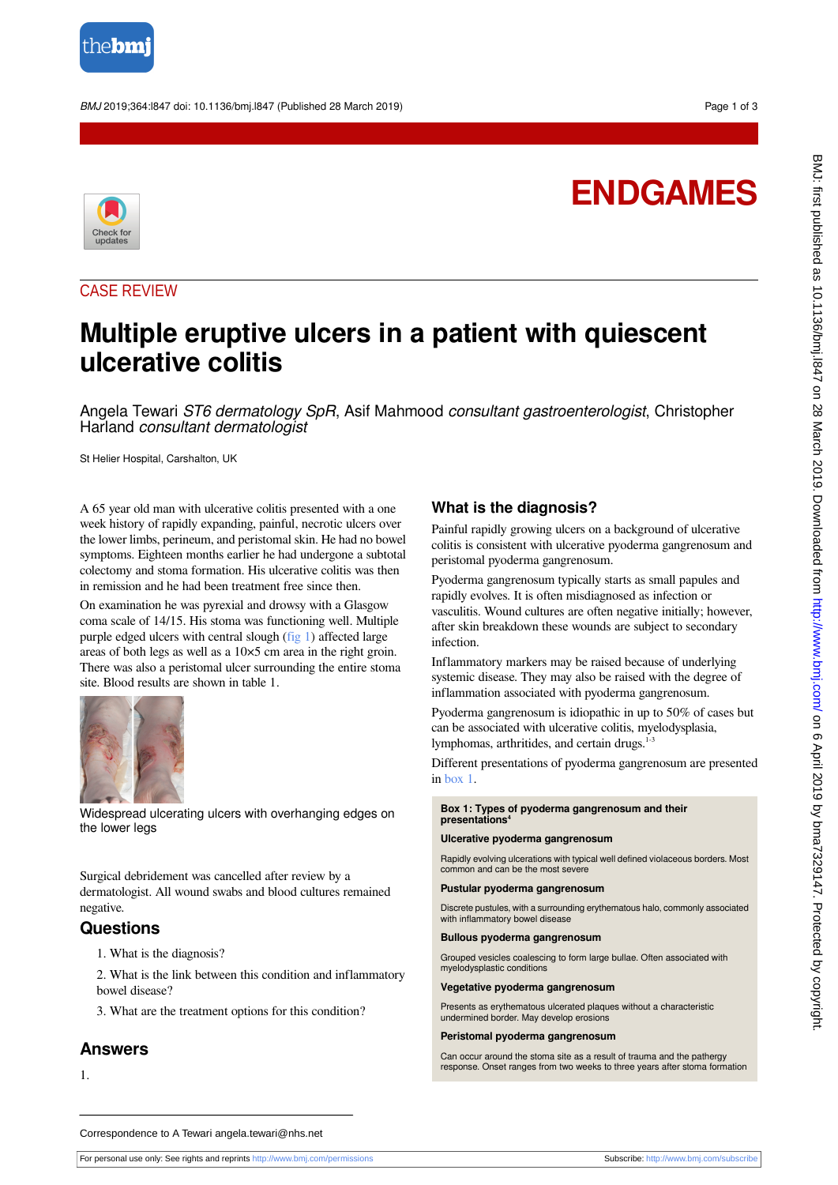ENDGAMES

CASE REVIEW

# Multiple eruptive ulcers in a patient with quiescent ulcerative colitis

Angela Tewari *ST6 dermatology SpR*, Asif Mahmood *consultant gastroenterologist*, Christopher Harland *consultant dermatologist*

St Helier Hospital, Carshalton, UK

A 65 year old man with ulcerative colitis presented with a one week history of rapidly expanding, painful, necrotic ulcers over the lower limbs, perineum, and peristomal skin. He had no bowel symptoms. Eighteen months earlier he had undergone a subtotal colectomy and stoma formation. His ulcerative colitis was then in remission and he had been treatment free since then.

On examination he was pyrexial and drowsy with a Glasgow coma scale of 14/15. His stoma was functioning well. Multiple purple edged ulcers with central slough (fig 1) affected large areas of both legs as well as a 10×5 cm area in the right groin. There was also a peristomal ulcer surrounding the entire stoma site. Blood results are shown in table 1.

Widespread ulcerating ulcers with overhanging edges on the lower legs

Surgical debridement was cancelled after review by a dermatologist. All wound swabs and blood cultures remained negative.

## Questions

1. What is the diagnosis?
2. What is the link between this condition and inflammatory bowel disease?
3. What are the treatment options for this condition?

## Answers

1.

## What is the diagnosis?

Painful rapidly growing ulcers on a background of ulcerative colitis is consistent with ulcerative pyoderma gangrenosum and peristomal pyoderma gangrenosum.

Pyoderma gangrenosum typically starts as small papules and rapidly evolves. It is often misdiagnosed as infection or vasculitis. Wound cultures are often negative initially; however, after skin breakdown these wounds are subject to secondary infection.

Inflammatory markers may be raised because of underlying systemic disease. They may also be raised with the degree of inflammation associated with pyoderma gangrenosum.

Pyoderma gangrenosum is idiopathic in up to 50% of cases but can be associated with ulcerative colitis, myelodysplasia, lymphomas, arthritides, and certain drugs.[1-3]

Different presentations of pyoderma gangrenosum are presented in box 1.

**Box 1: Types of pyoderma gangrenosum and their presentations[4]**

**Ulcerative pyoderma gangrenosum**

Rapidly evolving ulcerations with typical well defined violaceous borders. Most common and can be the most severe

**Pustular pyoderma gangrenosum**

Discrete pustules, with a surrounding erythematous halo, commonly associated with inflammatory bowel disease

**Bullous pyoderma gangrenosum**

Grouped vesicles coalescing to form large bullae. Often associated with myelodysplastic conditions

**Vegetative pyoderma gangrenosum**

Presents as erythematous ulcerated plaques without a characteristic undermined border. May develop erosions

**Peristomal pyoderma gangrenosum**

Can occur around the stoma site as a result of trauma and the pathergy response. Onset ranges from two weeks to three years after stoma formation

Correspondence to A Tewari angela.tewari@nhs.net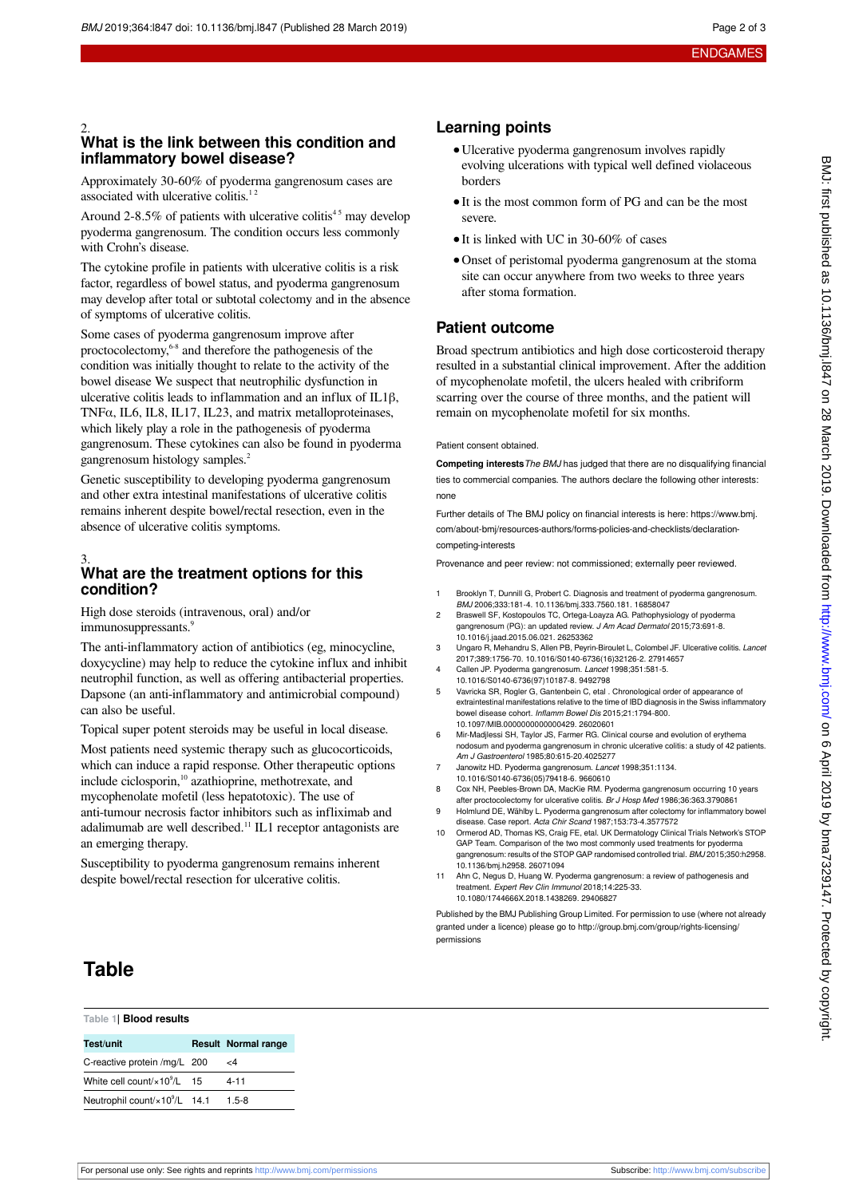## 2. What is the link between this condition and inflammatory bowel disease?

Approximately 30-60% of pyoderma gangrenosum cases are associated with ulcerative colitis.[1 2]

Around 2-8.5% of patients with ulcerative colitis[4 5] may develop pyoderma gangrenosum. The condition occurs less commonly with Crohn's disease.

The cytokine profile in patients with ulcerative colitis is a risk factor, regardless of bowel status, and pyoderma gangrenosum may develop after total or subtotal colectomy and in the absence of symptoms of ulcerative colitis.

Some cases of pyoderma gangrenosum improve after proctocolectomy,[6-8] and therefore the pathogenesis of the condition was initially thought to relate to the activity of the bowel disease We suspect that neutrophilic dysfunction in ulcerative colitis leads to inflammation and an influx of IL1β, TNFα, IL6, IL8, IL17, IL23, and matrix metalloproteinases, which likely play a role in the pathogenesis of pyoderma gangrenosum. These cytokines can also be found in pyoderma gangrenosum histology samples.[2]

Genetic susceptibility to developing pyoderma gangrenosum and other extra intestinal manifestations of ulcerative colitis remains inherent despite bowel/rectal resection, even in the absence of ulcerative colitis symptoms.

## 3. What are the treatment options for this condition?

High dose steroids (intravenous, oral) and/or immunosuppressants.[9]

The anti-inflammatory action of antibiotics (eg, minocycline, doxycycline) may help to reduce the cytokine influx and inhibit neutrophil function, as well as offering antibacterial properties. Dapsone (an anti-inflammatory and antimicrobial compound) can also be useful.

Topical super potent steroids may be useful in local disease.

Most patients need systemic therapy such as glucocorticoids, which can induce a rapid response. Other therapeutic options include ciclosporin,[10] azathioprine, methotrexate, and mycophenolate mofetil (less hepatotoxic). The use of anti-tumour necrosis factor inhibitors such as infliximab and adalimumab are well described.[11] IL1 receptor antagonists are an emerging therapy.

Susceptibility to pyoderma gangrenosum remains inherent despite bowel/rectal resection for ulcerative colitis.

## Learning points

- Ulcerative pyoderma gangrenosum involves rapidly evolving ulcerations with typical well defined violaceous borders
- It is the most common form of PG and can be the most severe.
- It is linked with UC in 30-60% of cases
- Onset of peristomal pyoderma gangrenosum at the stoma site can occur anywhere from two weeks to three years after stoma formation.

## Patient outcome

Broad spectrum antibiotics and high dose corticosteroid therapy resulted in a substantial clinical improvement. After the addition of mycophenolate mofetil, the ulcers healed with cribriform scarring over the course of three months, and the patient will remain on mycophenolate mofetil for six months.

Patient consent obtained.

**Competing interests** *The BMJ* has judged that there are no disqualifying financial ties to commercial companies. The authors declare the following other interests: none

Further details of The BMJ policy on financial interests is here: https://www.bmj.com/about-bmj/resources-authors/forms-policies-and-checklists/declaration-competing-interests

Provenance and peer review: not commissioned; externally peer reviewed.

1. Brooklyn T, Dunnill G, Probert C. Diagnosis and treatment of pyoderma gangrenosum. *BMJ* 2006;333:181-4. 10.1136/bmj.333.7560.181. 16858047
2. Braswell SF, Kostopoulos TC, Ortega-Loayza AG. Pathophysiology of pyoderma gangrenosum (PG): an updated review. *J Am Acad Dermatol* 2015;73:691-8. 10.1016/j.jaad.2015.06.021. 26253362
3. Ungaro R, Mehandru S, Allen PB, Peyrin-Biroulet L, Colombel JF. Ulcerative colitis. *Lancet* 2017;389:1756-70. 10.1016/S0140-6736(16)32126-2. 27914657
4. Callen JP. Pyoderma gangrenosum. *Lancet* 1998;351:581-5. 10.1016/S0140-6736(97)10187-8. 9492798
5. Vavricka SR, Rogler G, Gantenbein C, et al . Chronological order of appearance of extraintestinal manifestations relative to the time of IBD diagnosis in the Swiss inflammatory bowel disease cohort. *Inflamm Bowel Dis* 2015;21:1794-800. 10.1097/MIB.0000000000000429. 26020601
6. Mir-Madjlessi SH, Taylor JS, Farmer RG. Clinical course and evolution of erythema nodosum and pyoderma gangrenosum in chronic ulcerative colitis: a study of 42 patients. *Am J Gastroenterol* 1985;80:615-20.4025277
7. Janowitz HD. Pyoderma gangrenosum. *Lancet* 1998;351:1134. 10.1016/S0140-6736(05)79418-6. 9660610
8. Cox NH, Peebles-Brown DA, MacKie RM. Pyoderma gangrenosum occurring 10 years after proctocolectomy for ulcerative colitis. *Br J Hosp Med* 1986;36:363.3790861
9. Holmlund DE, Wählby L. Pyoderma gangrenosum after colectomy for inflammatory bowel disease. Case report. *Acta Chir Scand* 1987;153:73-4.3577572
10. Ormerod AD, Thomas KS, Craig FE, etal. UK Dermatology Clinical Trials Network's STOP GAP Team. Comparison of the two most commonly used treatments for pyoderma gangrenosum: results of the STOP GAP randomised controlled trial. *BMJ* 2015;350:h2958. 10.1136/bmj.h2958. 26071094
11. Ahn C, Negus D, Huang W. Pyoderma gangrenosum: a review of pathogenesis and treatment. *Expert Rev Clin Immunol* 2018;14:225-33. 10.1080/1744666X.2018.1438269. 29406827

Published by the BMJ Publishing Group Limited. For permission to use (where not already granted under a licence) please go to http://group.bmj.com/group/rights-licensing/permissions

# Table

**Table 1| Blood results**

| Test/unit | Result | Normal range |
|---|---|---|
| C-reactive protein /mg/L | 200 | <4 |
| White cell count/$\times 10^9$/L | 15 | 4-11 |
| Neutrophil count/$\times 10^9$/L | 14.1 | 1.5-8 |